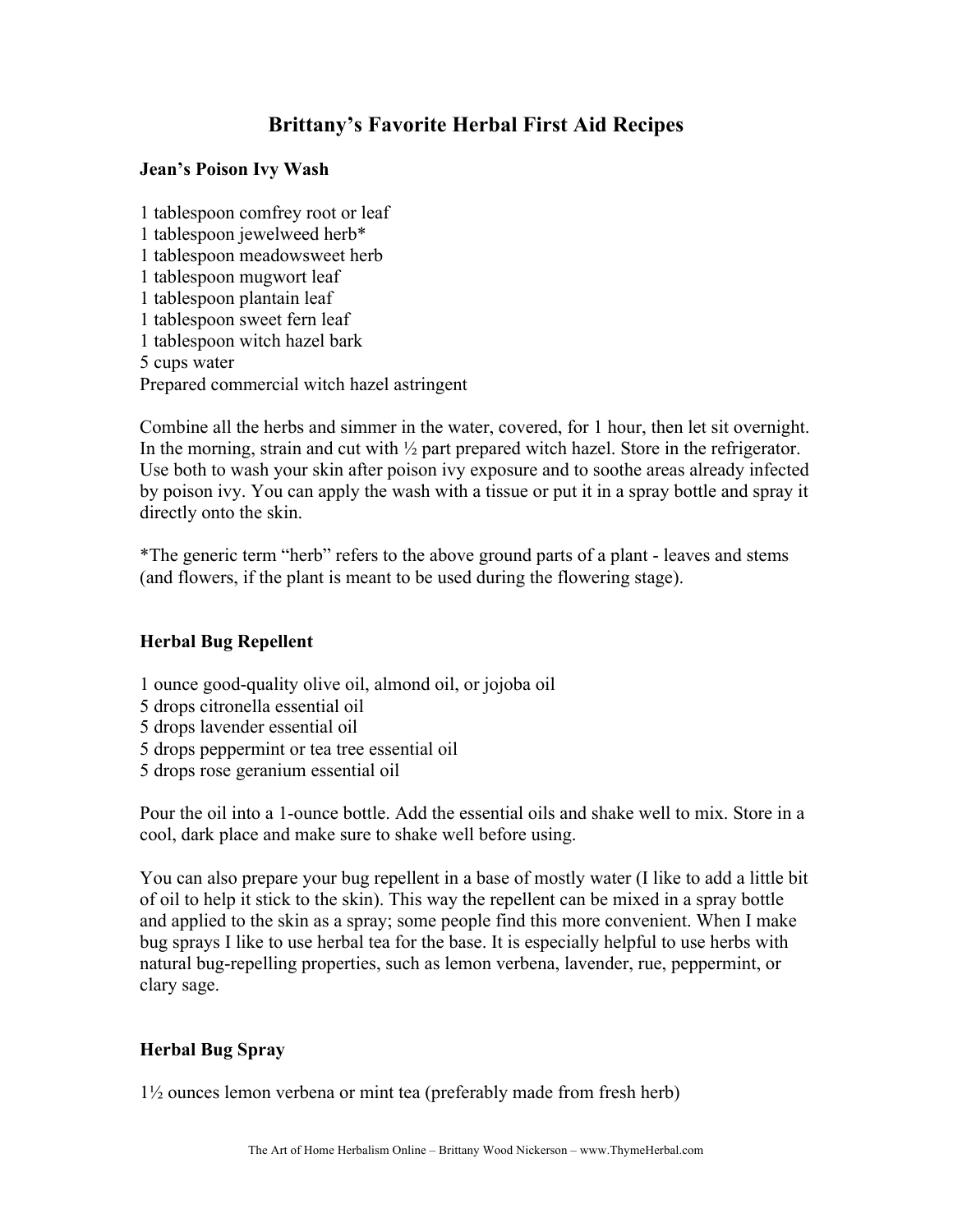# Brittany's Favorite Herbal First Aid Recipes

### Jean's Poison Ivy Wash

1 tablespoon comfrey root or leaf
1 tablespoon jewelweed herb*
1 tablespoon meadowsweet herb
1 tablespoon mugwort leaf
1 tablespoon plantain leaf
1 tablespoon sweet fern leaf
1 tablespoon witch hazel bark
5 cups water
Prepared commercial witch hazel astringent

Combine all the herbs and simmer in the water, covered, for 1 hour, then let sit overnight. In the morning, strain and cut with ½ part prepared witch hazel. Store in the refrigerator. Use both to wash your skin after poison ivy exposure and to soothe areas already infected by poison ivy. You can apply the wash with a tissue or put it in a spray bottle and spray it directly onto the skin.

*The generic term "herb" refers to the above ground parts of a plant - leaves and stems (and flowers, if the plant is meant to be used during the flowering stage).

### Herbal Bug Repellent

1 ounce good-quality olive oil, almond oil, or jojoba oil
5 drops citronella essential oil
5 drops lavender essential oil
5 drops peppermint or tea tree essential oil
5 drops rose geranium essential oil

Pour the oil into a 1-ounce bottle. Add the essential oils and shake well to mix. Store in a cool, dark place and make sure to shake well before using.

You can also prepare your bug repellent in a base of mostly water (I like to add a little bit of oil to help it stick to the skin). This way the repellent can be mixed in a spray bottle and applied to the skin as a spray; some people find this more convenient. When I make bug sprays I like to use herbal tea for the base. It is especially helpful to use herbs with natural bug-repelling properties, such as lemon verbena, lavender, rue, peppermint, or clary sage.

### Herbal Bug Spray

1½ ounces lemon verbena or mint tea (preferably made from fresh herb)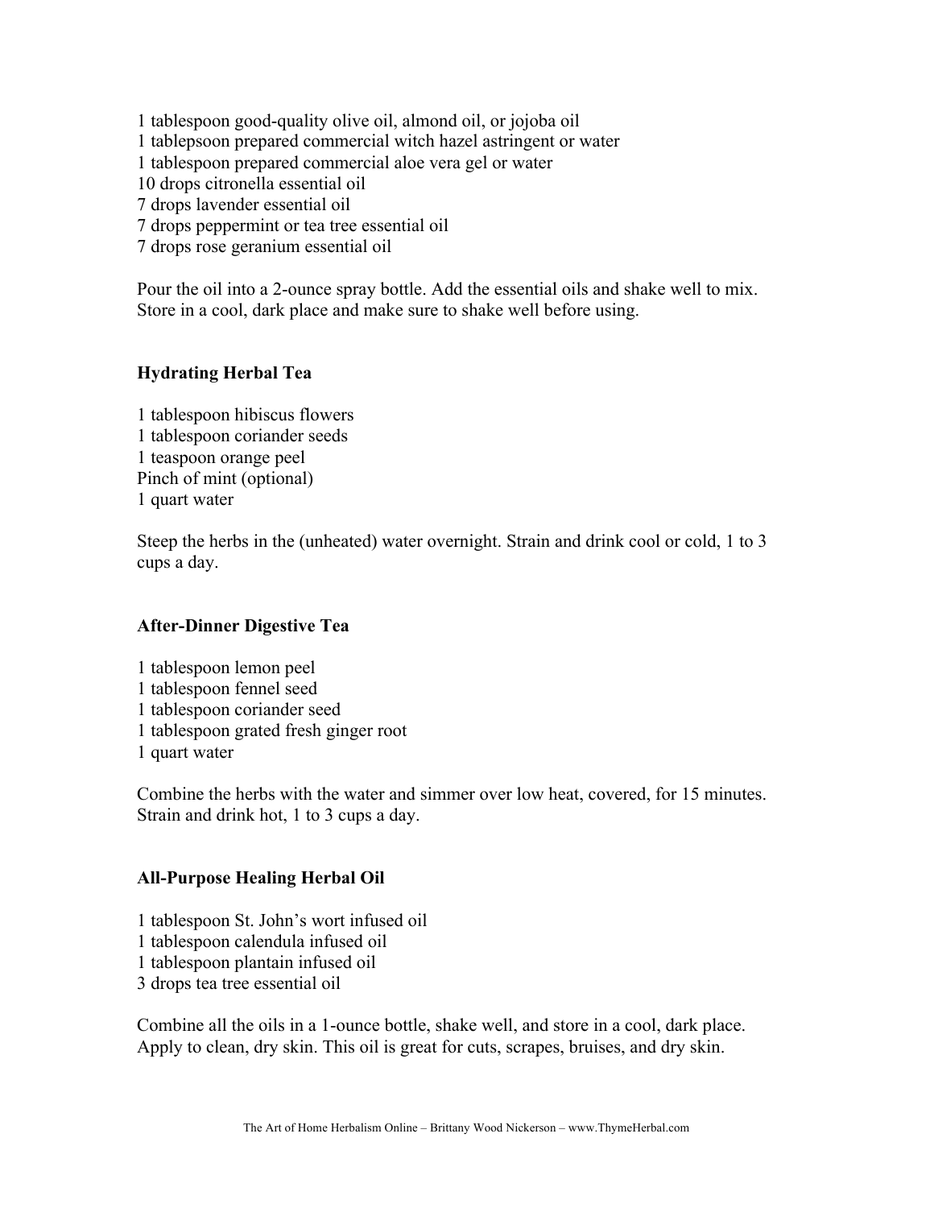1 tablespoon good-quality olive oil, almond oil, or jojoba oil
1 tablepsoon prepared commercial witch hazel astringent or water
1 tablespoon prepared commercial aloe vera gel or water
10 drops citronella essential oil
7 drops lavender essential oil
7 drops peppermint or tea tree essential oil
7 drops rose geranium essential oil

Pour the oil into a 2-ounce spray bottle. Add the essential oils and shake well to mix. Store in a cool, dark place and make sure to shake well before using.

**Hydrating Herbal Tea**

1 tablespoon hibiscus flowers
1 tablespoon coriander seeds
1 teaspoon orange peel
Pinch of mint (optional)
1 quart water

Steep the herbs in the (unheated) water overnight. Strain and drink cool or cold, 1 to 3 cups a day.

**After-Dinner Digestive Tea**

1 tablespoon lemon peel
1 tablespoon fennel seed
1 tablespoon coriander seed
1 tablespoon grated fresh ginger root
1 quart water

Combine the herbs with the water and simmer over low heat, covered, for 15 minutes. Strain and drink hot, 1 to 3 cups a day.

**All-Purpose Healing Herbal Oil**

1 tablespoon St. John's wort infused oil
1 tablespoon calendula infused oil
1 tablespoon plantain infused oil
3 drops tea tree essential oil

Combine all the oils in a 1-ounce bottle, shake well, and store in a cool, dark place. Apply to clean, dry skin. This oil is great for cuts, scrapes, bruises, and dry skin.